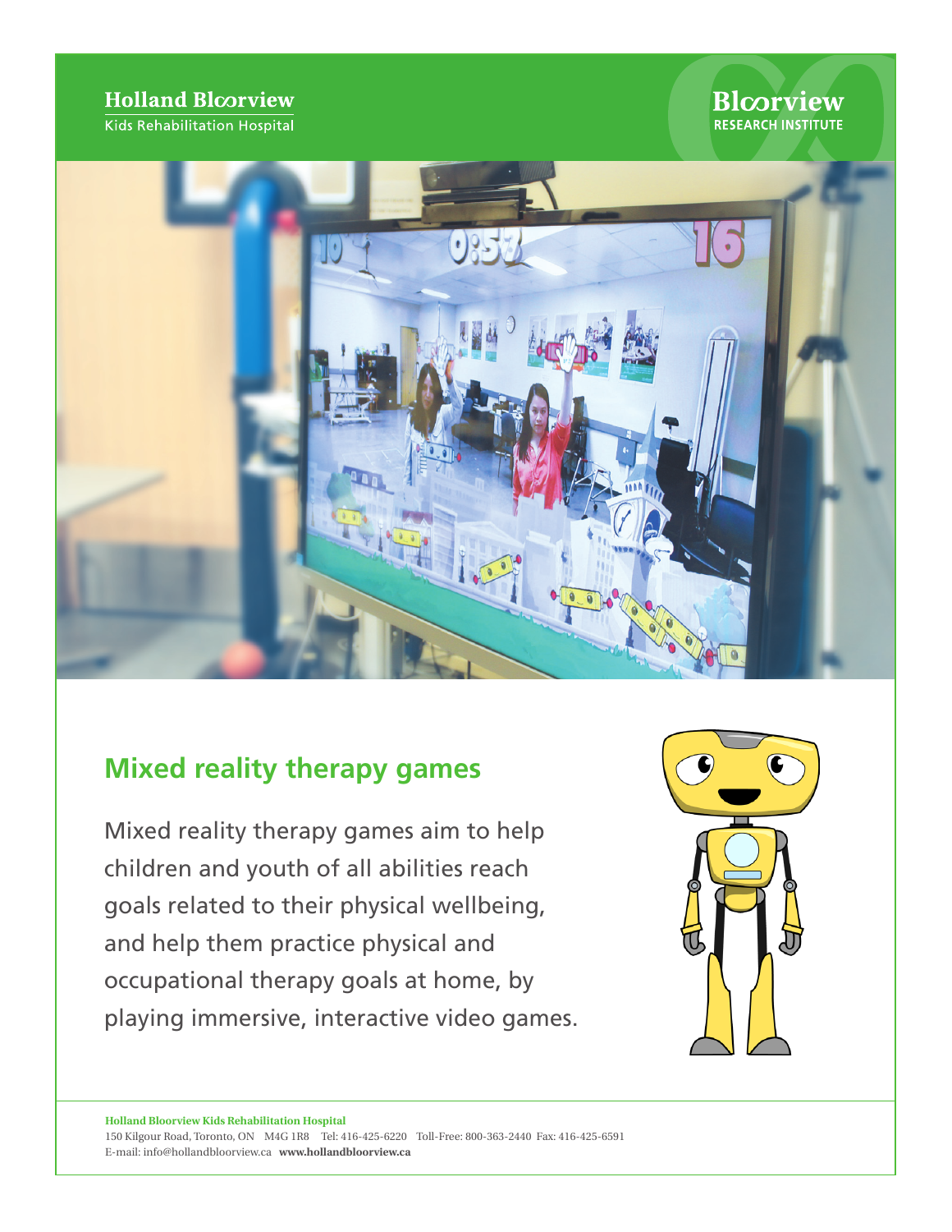Holland Bloorview
Kids Rehabilitation Hospital

Bloorview
RESEARCH INSTITUTE

## Mixed reality therapy games

Mixed reality therapy games aim to help children and youth of all abilities reach goals related to their physical wellbeing, and help them practice physical and occupational therapy goals at home, by playing immersive, interactive video games.

**Holland Bloorview Kids Rehabilitation Hospital**
150 Kilgour Road, Toronto, ON M4G 1R8 Tel: 416-425-6220 Toll-Free: 800-363-2440 Fax: 416-425-6591
E-mail: info@hollandbloorview.ca **www.hollandbloorview.ca**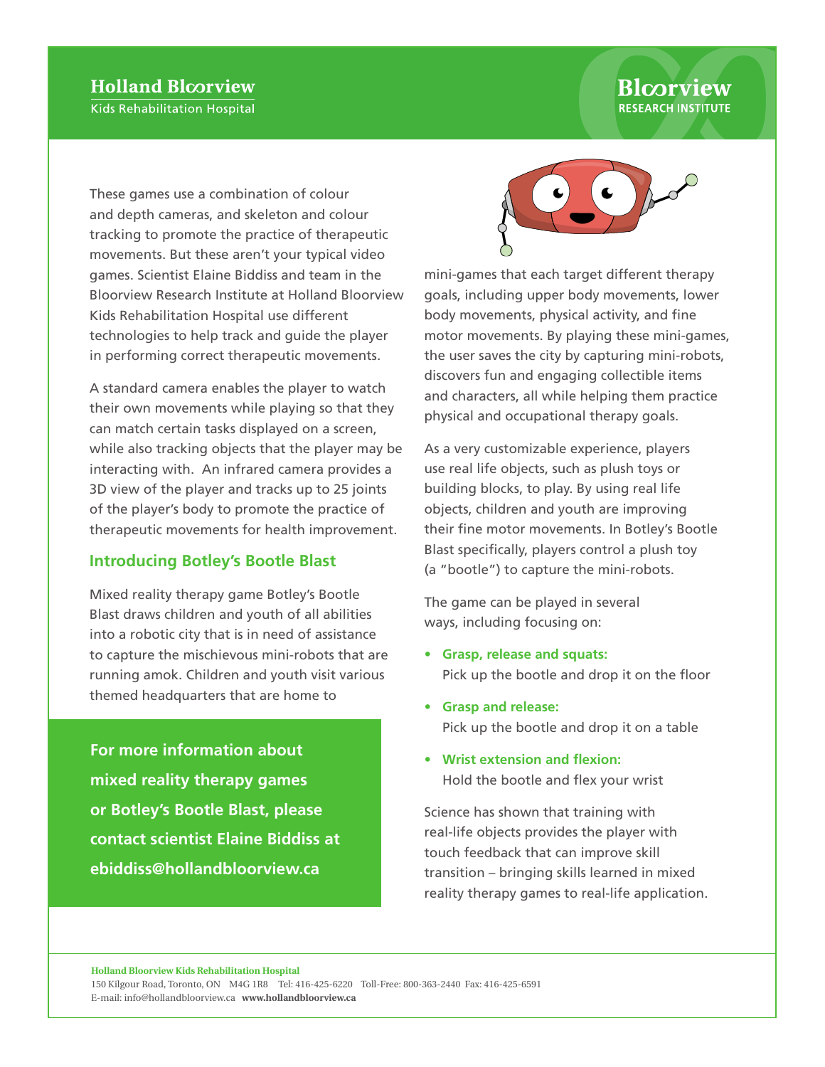Holland Bloorview
Kids Rehabilitation Hospital

Bloorview
RESEARCH INSTITUTE

These games use a combination of colour and depth cameras, and skeleton and colour tracking to promote the practice of therapeutic movements. But these aren't your typical video games. Scientist Elaine Biddiss and team in the Bloorview Research Institute at Holland Bloorview Kids Rehabilitation Hospital use different technologies to help track and guide the player in performing correct therapeutic movements.

A standard camera enables the player to watch their own movements while playing so that they can match certain tasks displayed on a screen, while also tracking objects that the player may be interacting with. An infrared camera provides a 3D view of the player and tracks up to 25 joints of the player's body to promote the practice of therapeutic movements for health improvement.

## Introducing Botley's Bootle Blast

Mixed reality therapy game Botley's Bootle Blast draws children and youth of all abilities into a robotic city that is in need of assistance to capture the mischievous mini-robots that are running amok. Children and youth visit various themed headquarters that are home to mini-games that each target different therapy goals, including upper body movements, lower body movements, physical activity, and fine motor movements. By playing these mini-games, the user saves the city by capturing mini-robots, discovers fun and engaging collectible items and characters, all while helping them practice physical and occupational therapy goals.

As a very customizable experience, players use real life objects, such as plush toys or building blocks, to play. By using real life objects, children and youth are improving their fine motor movements. In Botley's Bootle Blast specifically, players control a plush toy (a "bootle") to capture the mini-robots.

The game can be played in several ways, including focusing on:

- **Grasp, release and squats:** Pick up the bootle and drop it on the floor
- **Grasp and release:** Pick up the bootle and drop it on a table
- **Wrist extension and flexion:** Hold the bootle and flex your wrist

Science has shown that training with real-life objects provides the player with touch feedback that can improve skill transition – bringing skills learned in mixed reality therapy games to real-life application.

**For more information about mixed reality therapy games or Botley's Bootle Blast, please contact scientist Elaine Biddiss at ebiddiss@hollandbloorview.ca**

**Holland Bloorview Kids Rehabilitation Hospital**
150 Kilgour Road, Toronto, ON M4G 1R8 Tel: 416-425-6220 Toll-Free: 800-363-2440 Fax: 416-425-6591
E-mail: info@hollandbloorview.ca **www.hollandbloorview.ca**